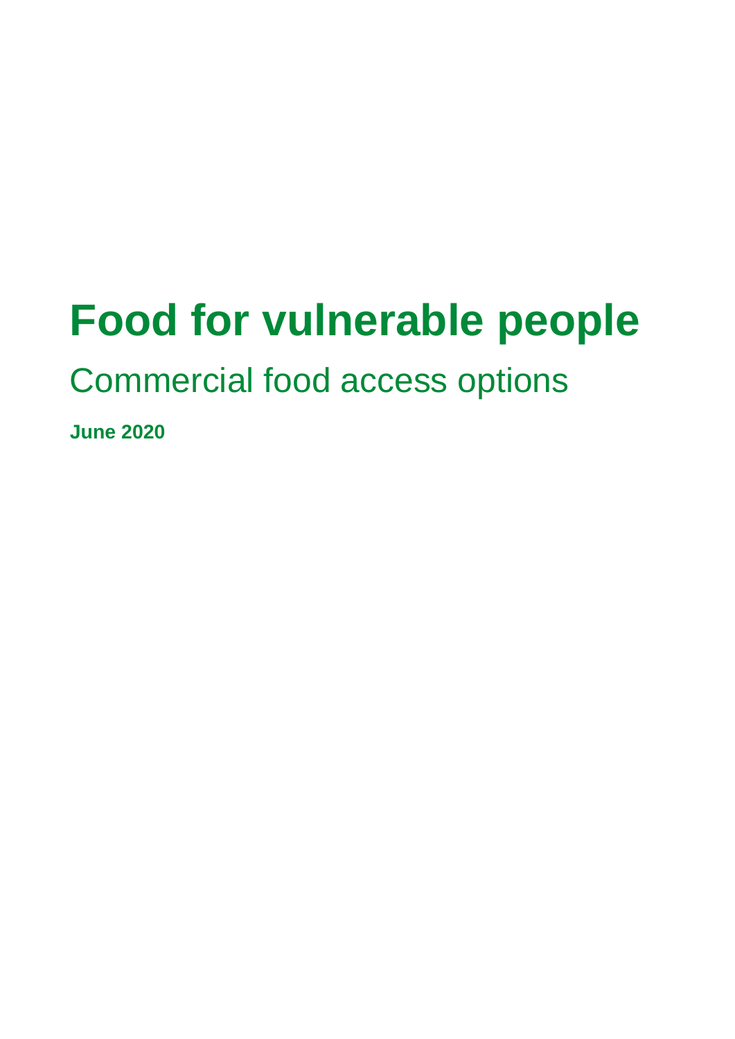# Food for vulnerable people

## Commercial food access options

**June 2020**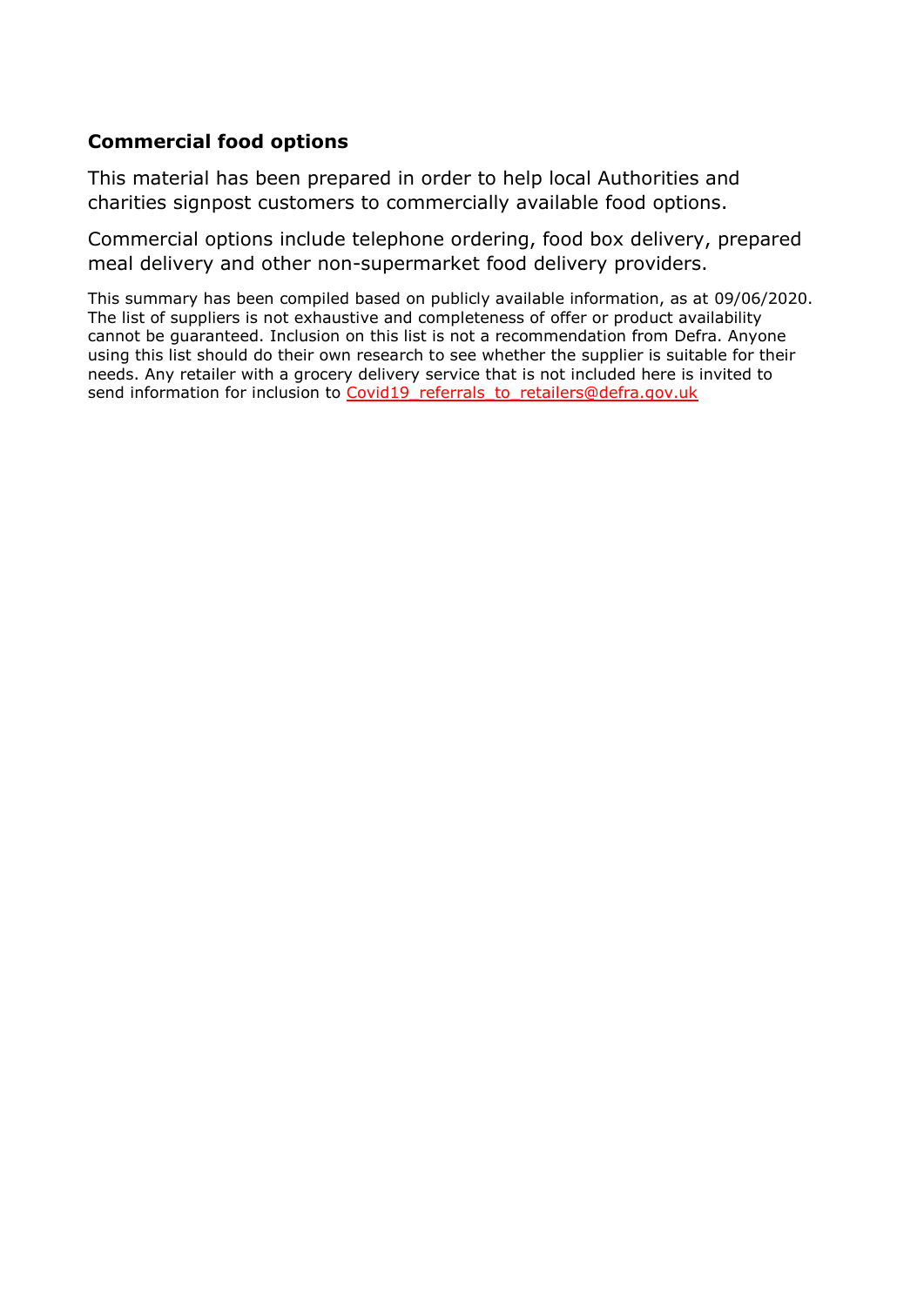## Commercial food options

This material has been prepared in order to help local Authorities and charities signpost customers to commercially available food options.

Commercial options include telephone ordering, food box delivery, prepared meal delivery and other non-supermarket food delivery providers.

This summary has been compiled based on publicly available information, as at 09/06/2020. The list of suppliers is not exhaustive and completeness of offer or product availability cannot be guaranteed. Inclusion on this list is not a recommendation from Defra. Anyone using this list should do their own research to see whether the supplier is suitable for their needs. Any retailer with a grocery delivery service that is not included here is invited to send information for inclusion to Covid19_referrals_to_retailers@defra.gov.uk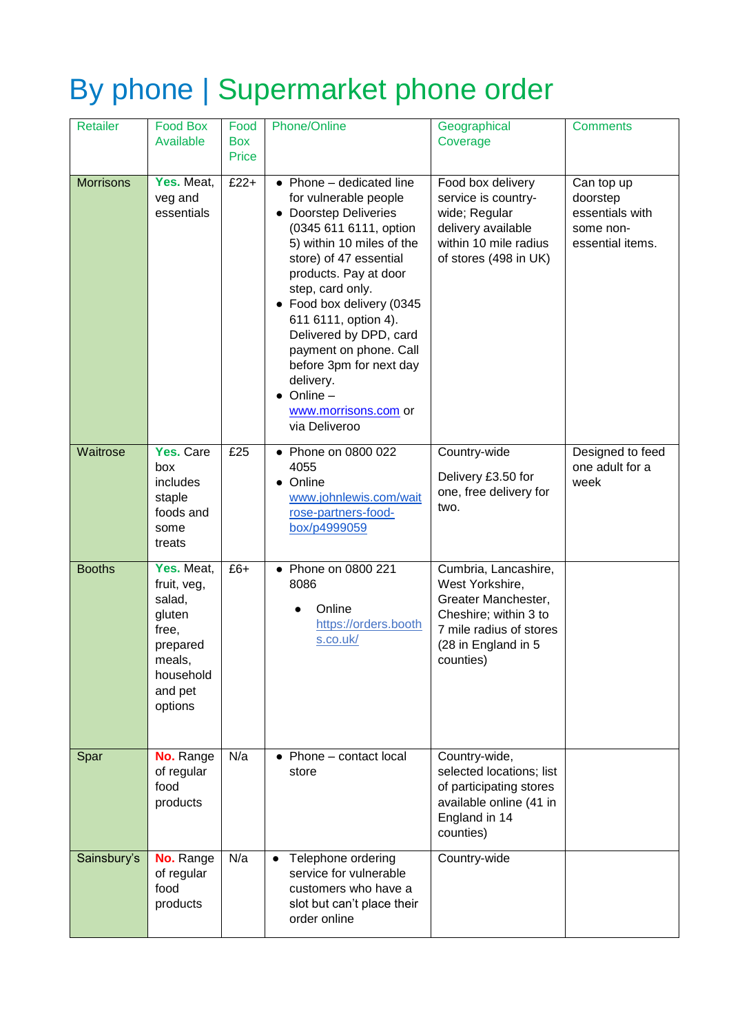# By phone | Supermarket phone order

| Retailer | Food Box Available | Food Box Price | Phone/Online | Geographical Coverage | Comments |
|---|---|---|---|---|---|
| Morrisons | **Yes.** Meat, veg and essentials | £22+ | • Phone – dedicated line for vulnerable people<br>• Doorstep Deliveries (0345 611 6111, option 5) within 10 miles of the store) of 47 essential products. Pay at door step, card only.<br>• Food box delivery (0345 611 6111, option 4). Delivered by DPD, card payment on phone. Call before 3pm for next day delivery.<br>• Online – www.morrisons.com or via Deliveroo | Food box delivery service is country-wide; Regular delivery available within 10 mile radius of stores (498 in UK) | Can top up doorstep essentials with some non-essential items. |
| Waitrose | **Yes.** Care box includes staple foods and some treats | £25 | • Phone on 0800 022 4055<br>• Online www.johnlewis.com/waitrose-partners-food-box/p4999059 | Country-wide<br><br>Delivery £3.50 for one, free delivery for two. | Designed to feed one adult for a week |
| Booths | **Yes.** Meat, fruit, veg, salad, gluten free, prepared meals, household and pet options | £6+ | • Phone on 0800 221 8086<br>• Online https://orders.booths.co.uk/ | Cumbria, Lancashire, West Yorkshire, Greater Manchester, Cheshire; within 3 to 7 mile radius of stores (28 in England in 5 counties) | |
| Spar | **No.** Range of regular food products | N/a | • Phone – contact local store | Country-wide, selected locations; list of participating stores available online (41 in England in 14 counties) | |
| Sainsbury's | **No.** Range of regular food products | N/a | • Telephone ordering service for vulnerable customers who have a slot but can't place their order online | Country-wide | |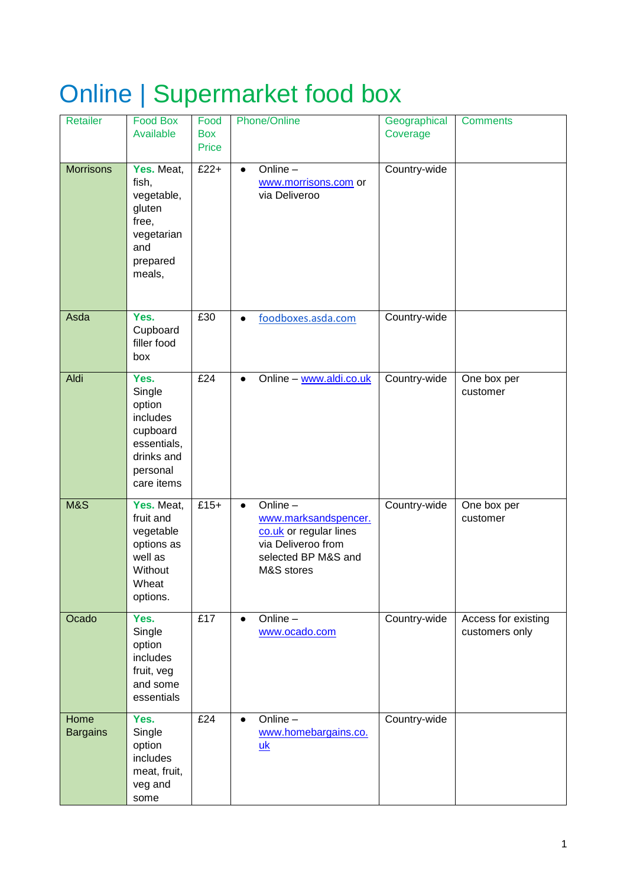# Online | Supermarket food box

| Retailer | Food Box Available | Food Box Price | Phone/Online | Geographical Coverage | Comments |
|---|---|---|---|---|---|
| Morrisons | **Yes.** Meat, fish, vegetable, gluten free, vegetarian and prepared meals, | £22+ | • Online – www.morrisons.com or via Deliveroo | Country-wide | |
| Asda | **Yes.** Cupboard filler food box | £30 | • foodboxes.asda.com | Country-wide | |
| Aldi | **Yes.** Single option includes cupboard essentials, drinks and personal care items | £24 | • Online – www.aldi.co.uk | Country-wide | One box per customer |
| M&S | **Yes.** Meat, fruit and vegetable options as well as Without Wheat options. | £15+ | • Online – www.marksandspencer.co.uk or regular lines via Deliveroo from selected BP M&S and M&S stores | Country-wide | One box per customer |
| Ocado | **Yes.** Single option includes fruit, veg and some essentials | £17 | • Online – www.ocado.com | Country-wide | Access for existing customers only |
| Home Bargains | **Yes.** Single option includes meat, fruit, veg and some | £24 | • Online – www.homebargains.co.uk | Country-wide | |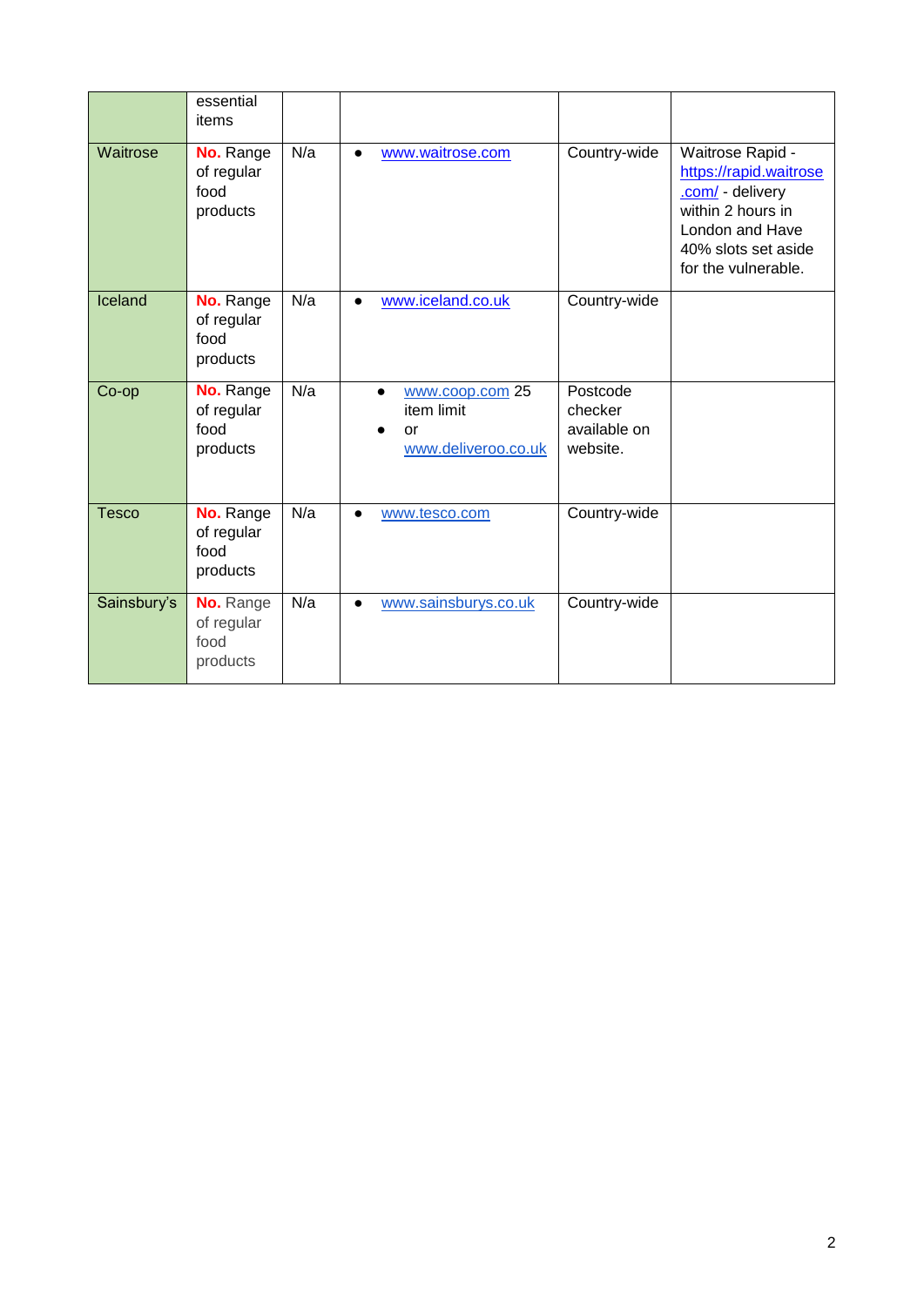|  | essential items |  |  |  |  |
|---|---|---|---|---|---|
| Waitrose | **No.** Range of regular food products | N/a | • www.waitrose.com | Country-wide | Waitrose Rapid - https://rapid.waitrose.com/ - delivery within 2 hours in London and Have 40% slots set aside for the vulnerable. |
| Iceland | **No.** Range of regular food products | N/a | • www.iceland.co.uk | Country-wide |  |
| Co-op | **No.** Range of regular food products | N/a | • www.coop.com 25 item limit<br>• or www.deliveroo.co.uk | Postcode checker available on website. |  |
| Tesco | **No.** Range of regular food products | N/a | • www.tesco.com | Country-wide |  |
| Sainsbury's | **No.** Range of regular food products | N/a | • www.sainsburys.co.uk | Country-wide |  |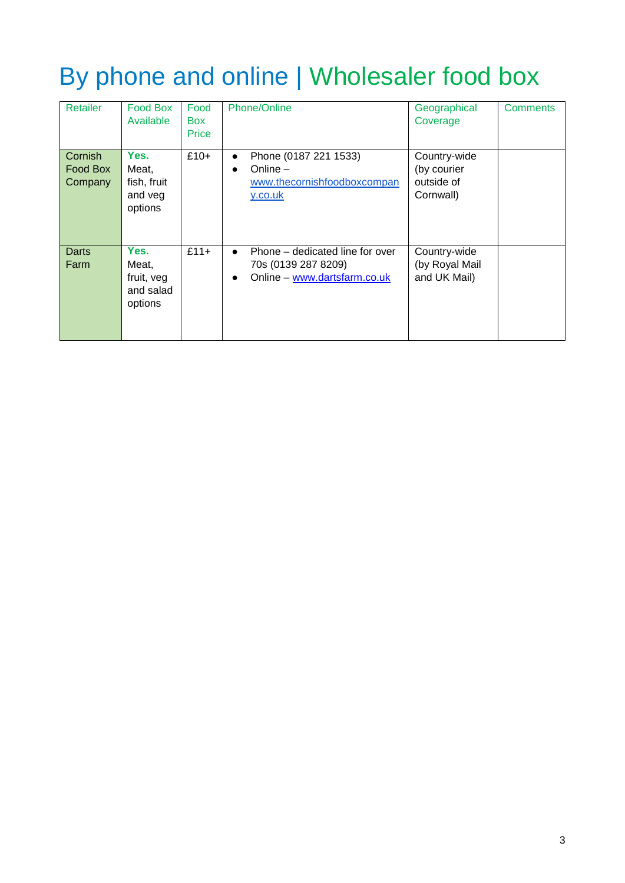# By phone and online | Wholesaler food box

| Retailer | Food Box Available | Food Box Price | Phone/Online | Geographical Coverage | Comments |
|---|---|---|---|---|---|
| Cornish Food Box Company | **Yes.** Meat, fish, fruit and veg options | £10+ | • Phone (0187 221 1533)<br>• Online – www.thecornishfoodboxcompany.co.uk | Country-wide (by courier outside of Cornwall) | |
| Darts Farm | **Yes.** Meat, fruit, veg and salad options | £11+ | • Phone – dedicated line for over 70s (0139 287 8209)<br>• Online – www.dartsfarm.co.uk | Country-wide (by Royal Mail and UK Mail) | |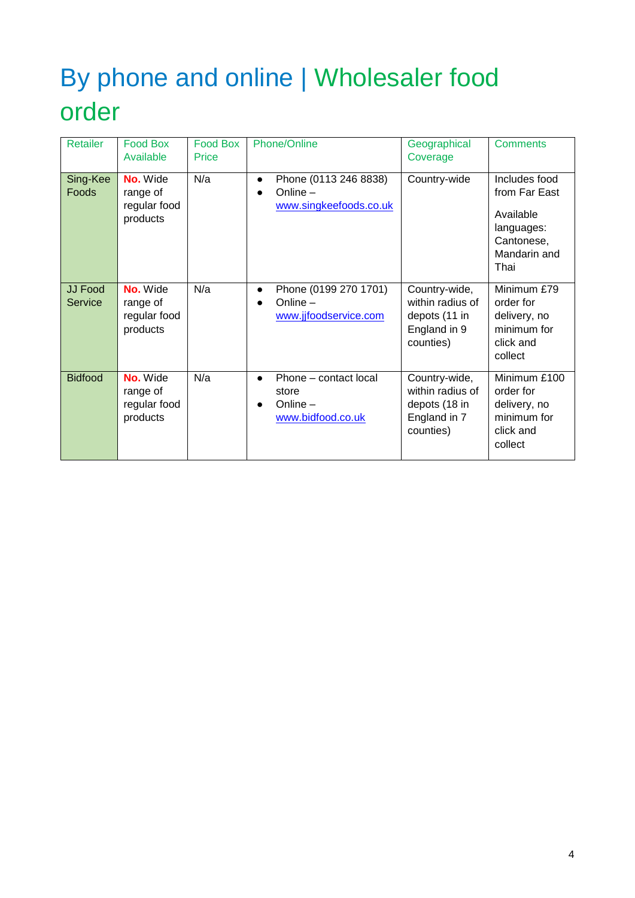# By phone and online | Wholesaler food order

| Retailer | Food Box Available | Food Box Price | Phone/Online | Geographical Coverage | Comments |
|---|---|---|---|---|---|
| Sing-Kee Foods | **No.** Wide range of regular food products | N/a | • Phone (0113 246 8838)<br>• Online – www.singkeefoods.co.uk | Country-wide | Includes food from Far East<br><br>Available languages: Cantonese, Mandarin and Thai |
| JJ Food Service | **No.** Wide range of regular food products | N/a | • Phone (0199 270 1701)<br>• Online – www.jjfoodservice.com | Country-wide, within radius of depots (11 in England in 9 counties) | Minimum £79 order for delivery, no minimum for click and collect |
| Bidfood | **No.** Wide range of regular food products | N/a | • Phone – contact local store<br>• Online – www.bidfood.co.uk | Country-wide, within radius of depots (18 in England in 7 counties) | Minimum £100 order for delivery, no minimum for click and collect |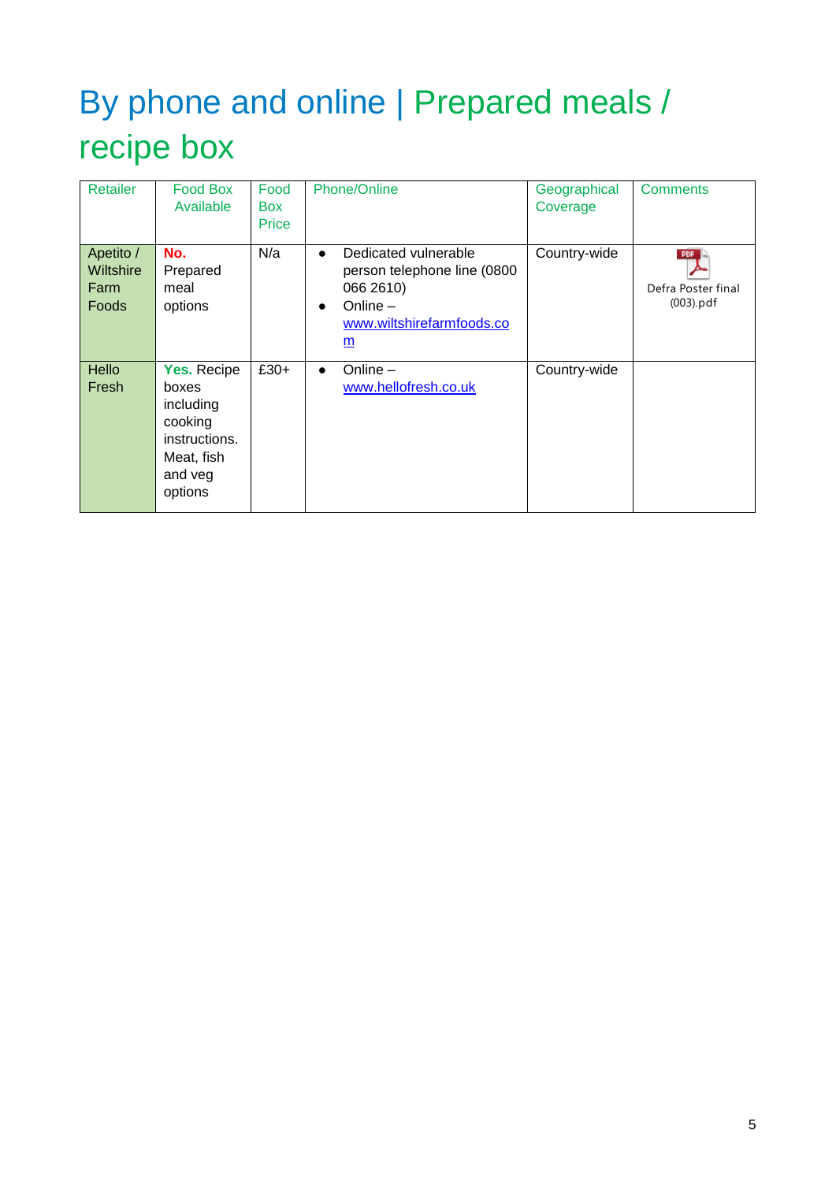# By phone and online | Prepared meals / recipe box

| Retailer | Food Box Available | Food Box Price | Phone/Online | Geographical Coverage | Comments |
|---|---|---|---|---|---|
| Apetito / Wiltshire Farm Foods | **No.** Prepared meal options | N/a | • Dedicated vulnerable person telephone line (0800 066 2610)<br>• Online – www.wiltshirefarmfoods.com | Country-wide | Defra Poster final (003).pdf |
| Hello Fresh | **Yes.** Recipe boxes including cooking instructions. Meat, fish and veg options | £30+ | • Online – www.hellofresh.co.uk | Country-wide | |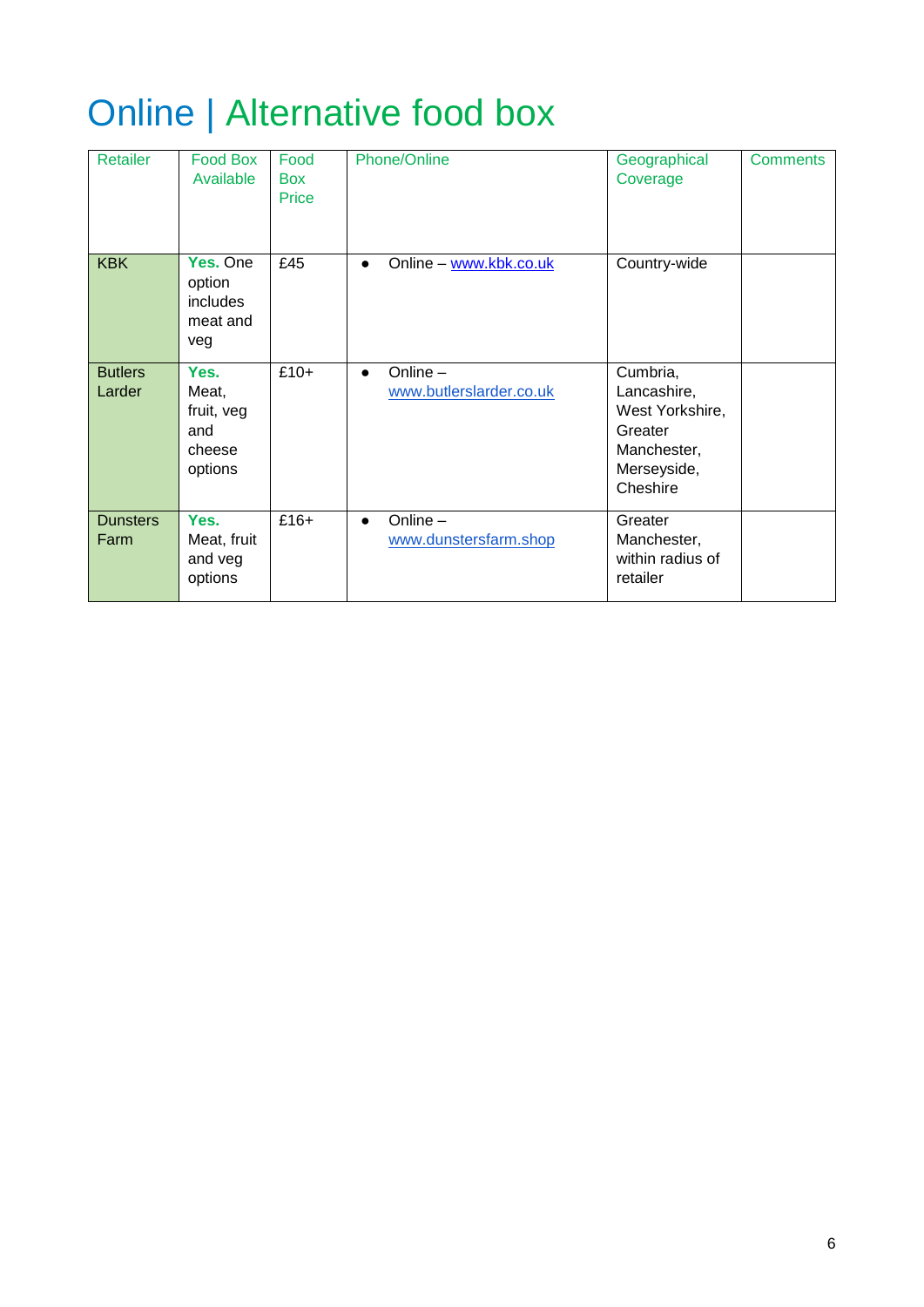# Online | Alternative food box

| Retailer | Food Box Available | Food Box Price | Phone/Online | Geographical Coverage | Comments |
|---|---|---|---|---|---|
| KBK | **Yes.** One option includes meat and veg | £45 | • Online – www.kbk.co.uk | Country-wide | |
| Butlers Larder | **Yes.** Meat, fruit, veg and cheese options | £10+ | • Online – www.butlerslarder.co.uk | Cumbria, Lancashire, West Yorkshire, Greater Manchester, Merseyside, Cheshire | |
| Dunsters Farm | **Yes.** Meat, fruit and veg options | £16+ | • Online – www.dunstersfarm.shop | Greater Manchester, within radius of retailer | |